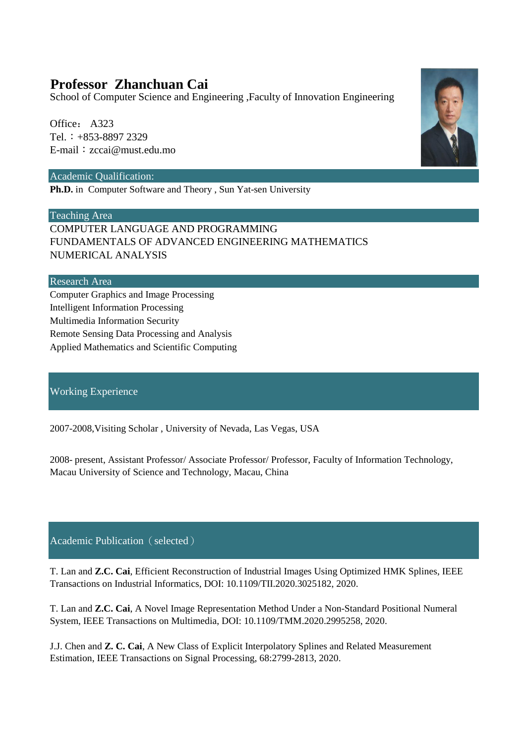# Professor Zhanchuan Cai

School of Computer Science and Engineering ,Faculty of Innovation Engineering

Office： A323
Tel.：+853-8897 2329
E-mail：zccai@must.edu.mo

## Academic Qualification:

**Ph.D.** in Computer Software and Theory , Sun Yat-sen University

## Teaching Area

COMPUTER LANGUAGE AND PROGRAMMING
FUNDAMENTALS OF ADVANCED ENGINEERING MATHEMATICS
NUMERICAL ANALYSIS

## Research Area

Computer Graphics and Image Processing
Intelligent Information Processing
Multimedia Information Security
Remote Sensing Data Processing and Analysis
Applied Mathematics and Scientific Computing

## Working Experience

2007-2008,Visiting Scholar , University of Nevada, Las Vegas, USA

2008- present, Assistant Professor/ Associate Professor/ Professor, Faculty of Information Technology, Macau University of Science and Technology, Macau, China

## Academic Publication（selected）

T. Lan and **Z.C. Cai**, Efficient Reconstruction of Industrial Images Using Optimized HMK Splines, IEEE Transactions on Industrial Informatics, DOI: 10.1109/TII.2020.3025182, 2020.

T. Lan and **Z.C. Cai**, A Novel Image Representation Method Under a Non-Standard Positional Numeral System, IEEE Transactions on Multimedia, DOI: 10.1109/TMM.2020.2995258, 2020.

J.J. Chen and **Z. C. Cai**, A New Class of Explicit Interpolatory Splines and Related Measurement Estimation, IEEE Transactions on Signal Processing, 68:2799-2813, 2020.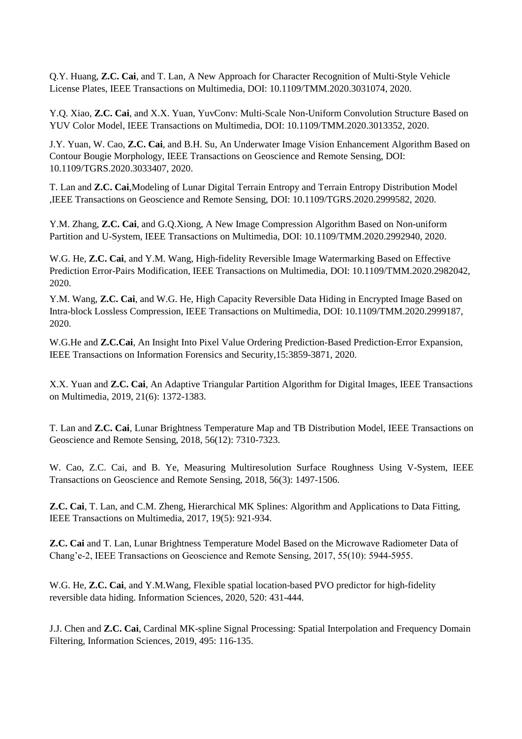Q.Y. Huang, **Z.C. Cai**, and T. Lan, A New Approach for Character Recognition of Multi-Style Vehicle License Plates, IEEE Transactions on Multimedia, DOI: 10.1109/TMM.2020.3031074, 2020.

Y.Q. Xiao, **Z.C. Cai**, and X.X. Yuan, YuvConv: Multi-Scale Non-Uniform Convolution Structure Based on YUV Color Model, IEEE Transactions on Multimedia, DOI: 10.1109/TMM.2020.3013352, 2020.

J.Y. Yuan, W. Cao, **Z.C. Cai**, and B.H. Su, An Underwater Image Vision Enhancement Algorithm Based on Contour Bougie Morphology, IEEE Transactions on Geoscience and Remote Sensing, DOI: 10.1109/TGRS.2020.3033407, 2020.

T. Lan and **Z.C. Cai**,Modeling of Lunar Digital Terrain Entropy and Terrain Entropy Distribution Model ,IEEE Transactions on Geoscience and Remote Sensing, DOI: 10.1109/TGRS.2020.2999582, 2020.

Y.M. Zhang, **Z.C. Cai**, and G.Q.Xiong, A New Image Compression Algorithm Based on Non-uniform Partition and U-System, IEEE Transactions on Multimedia, DOI: 10.1109/TMM.2020.2992940, 2020.

W.G. He, **Z.C. Cai**, and Y.M. Wang, High-fidelity Reversible Image Watermarking Based on Effective Prediction Error-Pairs Modification, IEEE Transactions on Multimedia, DOI: 10.1109/TMM.2020.2982042, 2020.

Y.M. Wang, **Z.C. Cai**, and W.G. He, High Capacity Reversible Data Hiding in Encrypted Image Based on Intra-block Lossless Compression, IEEE Transactions on Multimedia, DOI: 10.1109/TMM.2020.2999187, 2020.

W.G.He and **Z.C.Cai**, An Insight Into Pixel Value Ordering Prediction-Based Prediction-Error Expansion, IEEE Transactions on Information Forensics and Security,15:3859-3871, 2020.

X.X. Yuan and **Z.C. Cai**, An Adaptive Triangular Partition Algorithm for Digital Images, IEEE Transactions on Multimedia, 2019, 21(6): 1372-1383.

T. Lan and **Z.C. Cai**, Lunar Brightness Temperature Map and TB Distribution Model, IEEE Transactions on Geoscience and Remote Sensing, 2018, 56(12): 7310-7323.

W. Cao, Z.C. Cai, and B. Ye, Measuring Multiresolution Surface Roughness Using V-System, IEEE Transactions on Geoscience and Remote Sensing, 2018, 56(3): 1497-1506.

**Z.C. Cai**, T. Lan, and C.M. Zheng, Hierarchical MK Splines: Algorithm and Applications to Data Fitting, IEEE Transactions on Multimedia, 2017, 19(5): 921-934.

**Z.C. Cai** and T. Lan, Lunar Brightness Temperature Model Based on the Microwave Radiometer Data of Chang'e-2, IEEE Transactions on Geoscience and Remote Sensing, 2017, 55(10): 5944-5955.

W.G. He, **Z.C. Cai**, and Y.M.Wang, Flexible spatial location-based PVO predictor for high-fidelity reversible data hiding. Information Sciences, 2020, 520: 431-444.

J.J. Chen and **Z.C. Cai**, Cardinal MK-spline Signal Processing: Spatial Interpolation and Frequency Domain Filtering, Information Sciences, 2019, 495: 116-135.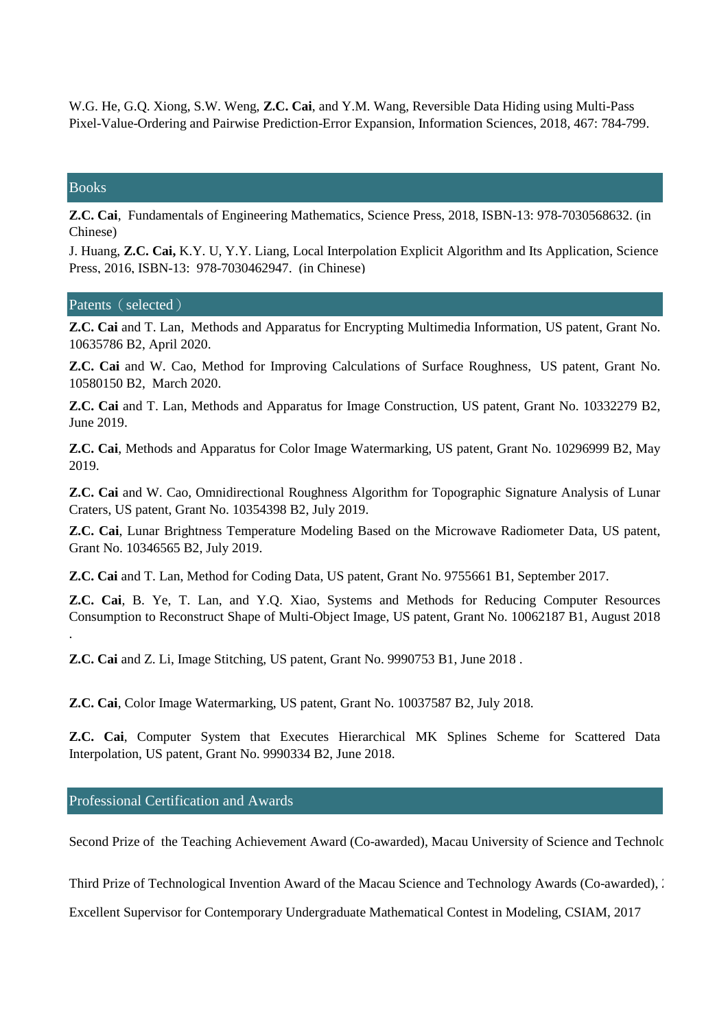W.G. He, G.Q. Xiong, S.W. Weng, **Z.C. Cai**, and Y.M. Wang, Reversible Data Hiding using Multi-Pass Pixel-Value-Ordering and Pairwise Prediction-Error Expansion, Information Sciences, 2018, 467: 784-799.

## Books

**Z.C. Cai**, Fundamentals of Engineering Mathematics, Science Press, 2018, ISBN-13: 978-7030568632. (in Chinese)

J. Huang, **Z.C. Cai,** K.Y. U, Y.Y. Liang, Local Interpolation Explicit Algorithm and Its Application, Science Press, 2016, ISBN-13: 978-7030462947. (in Chinese)

## Patents（selected）

**Z.C. Cai** and T. Lan, Methods and Apparatus for Encrypting Multimedia Information, US patent, Grant No. 10635786 B2, April 2020.

**Z.C. Cai** and W. Cao, Method for Improving Calculations of Surface Roughness, US patent, Grant No. 10580150 B2, March 2020.

**Z.C. Cai** and T. Lan, Methods and Apparatus for Image Construction, US patent, Grant No. 10332279 B2, June 2019.

**Z.C. Cai**, Methods and Apparatus for Color Image Watermarking, US patent, Grant No. 10296999 B2, May 2019.

**Z.C. Cai** and W. Cao, Omnidirectional Roughness Algorithm for Topographic Signature Analysis of Lunar Craters, US patent, Grant No. 10354398 B2, July 2019.

**Z.C. Cai**, Lunar Brightness Temperature Modeling Based on the Microwave Radiometer Data, US patent, Grant No. 10346565 B2, July 2019.

**Z.C. Cai** and T. Lan, Method for Coding Data, US patent, Grant No. 9755661 B1, September 2017.

**Z.C. Cai**, B. Ye, T. Lan, and Y.Q. Xiao, Systems and Methods for Reducing Computer Resources Consumption to Reconstruct Shape of Multi-Object Image, US patent, Grant No. 10062187 B1, August 2018 .

**Z.C. Cai** and Z. Li, Image Stitching, US patent, Grant No. 9990753 B1, June 2018 .

**Z.C. Cai**, Color Image Watermarking, US patent, Grant No. 10037587 B2, July 2018.

**Z.C. Cai**, Computer System that Executes Hierarchical MK Splines Scheme for Scattered Data Interpolation, US patent, Grant No. 9990334 B2, June 2018.

## Professional Certification and Awards

Second Prize of the Teaching Achievement Award (Co-awarded), Macau University of Science and Technolo

Third Prize of Technological Invention Award of the Macau Science and Technology Awards (Co-awarded), 2

Excellent Supervisor for Contemporary Undergraduate Mathematical Contest in Modeling, CSIAM, 2017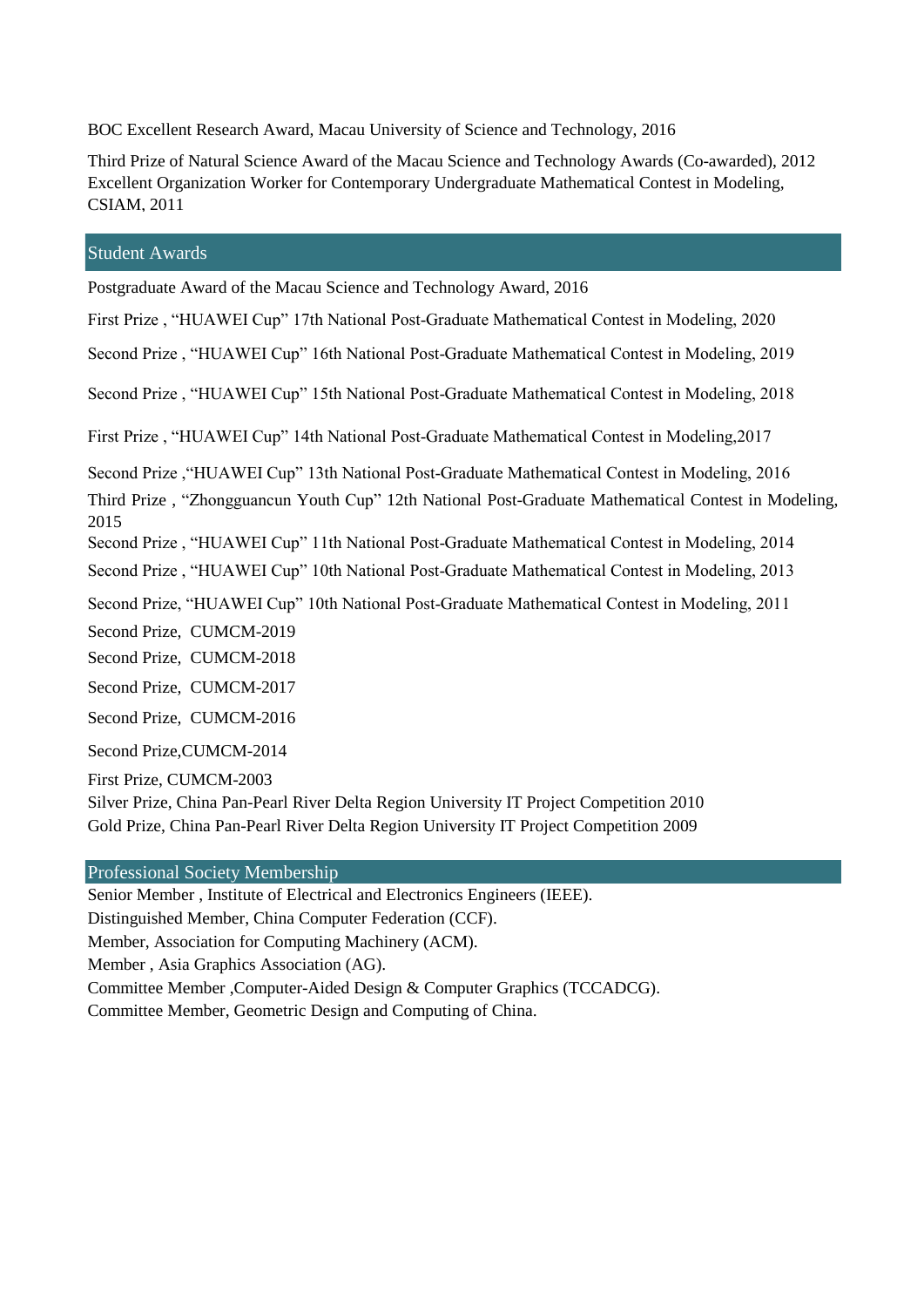BOC Excellent Research Award, Macau University of Science and Technology, 2016

Third Prize of Natural Science Award of the Macau Science and Technology Awards (Co-awarded), 2012
Excellent Organization Worker for Contemporary Undergraduate Mathematical Contest in Modeling, CSIAM, 2011

## Student Awards

Postgraduate Award of the Macau Science and Technology Award, 2016

First Prize , "HUAWEI Cup" 17th National Post-Graduate Mathematical Contest in Modeling, 2020

Second Prize , "HUAWEI Cup" 16th National Post-Graduate Mathematical Contest in Modeling, 2019

Second Prize , "HUAWEI Cup" 15th National Post-Graduate Mathematical Contest in Modeling, 2018

First Prize , "HUAWEI Cup" 14th National Post-Graduate Mathematical Contest in Modeling,2017

Second Prize ,"HUAWEI Cup" 13th National Post-Graduate Mathematical Contest in Modeling, 2016

Third Prize , "Zhongguancun Youth Cup" 12th National Post-Graduate Mathematical Contest in Modeling, 2015

Second Prize , "HUAWEI Cup" 11th National Post-Graduate Mathematical Contest in Modeling, 2014

Second Prize , "HUAWEI Cup" 10th National Post-Graduate Mathematical Contest in Modeling, 2013

Second Prize, "HUAWEI Cup" 10th National Post-Graduate Mathematical Contest in Modeling, 2011

Second Prize, CUMCM-2019

Second Prize, CUMCM-2018

Second Prize, CUMCM-2017

Second Prize, CUMCM-2016

Second Prize,CUMCM-2014

First Prize, CUMCM-2003

Silver Prize, China Pan-Pearl River Delta Region University IT Project Competition 2010

Gold Prize, China Pan-Pearl River Delta Region University IT Project Competition 2009

## Professional Society Membership

Senior Member , Institute of Electrical and Electronics Engineers (IEEE).

Distinguished Member, China Computer Federation (CCF).

Member, Association for Computing Machinery (ACM).

Member , Asia Graphics Association (AG).

Committee Member ,Computer-Aided Design & Computer Graphics (TCCADCG).

Committee Member, Geometric Design and Computing of China.